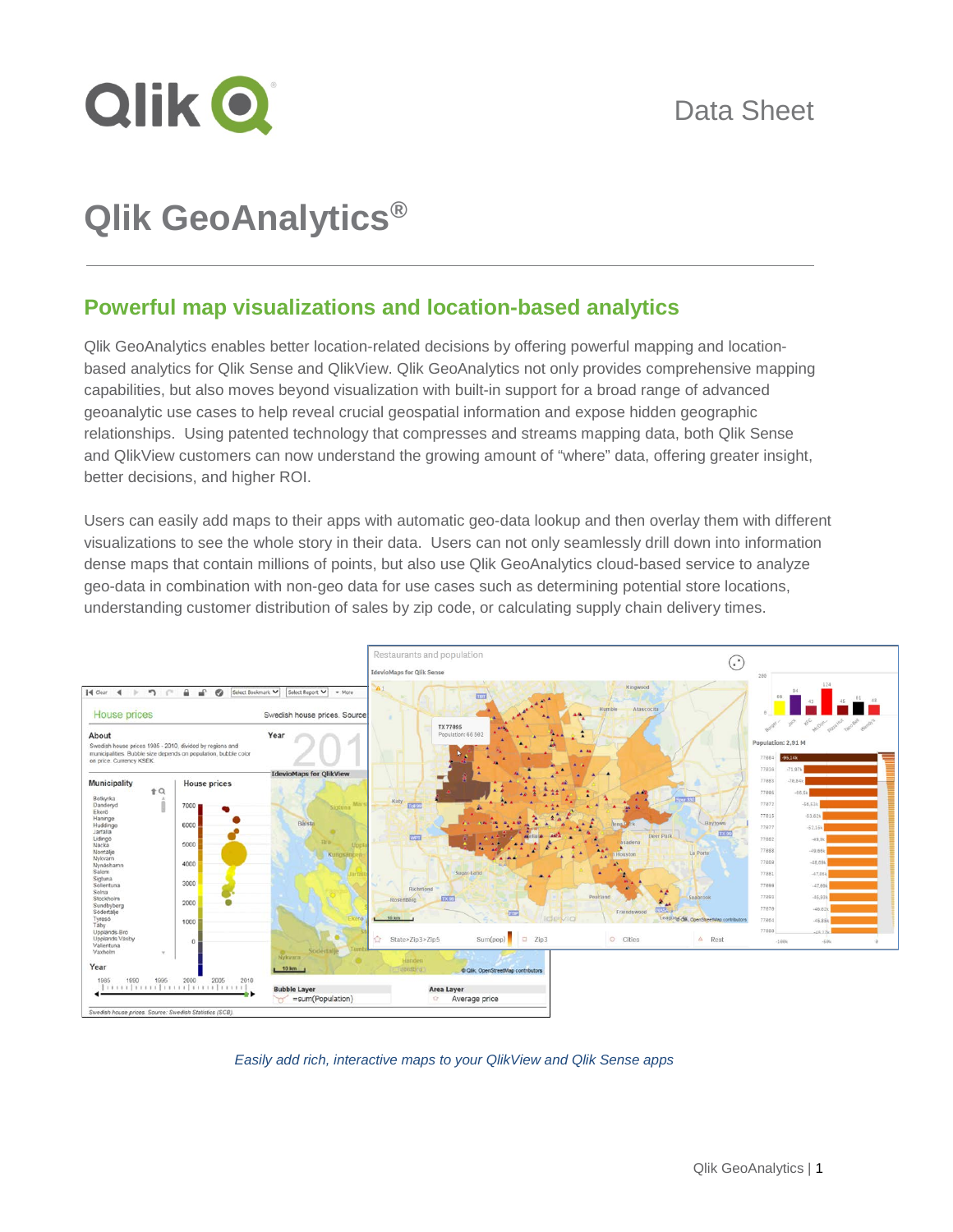Data Sheet

# Qlik GeoAnalytics®

## Powerful map visualizations and location-based analytics

Qlik GeoAnalytics enables better location-related decisions by offering powerful mapping and location-based analytics for Qlik Sense and QlikView. Qlik GeoAnalytics not only provides comprehensive mapping capabilities, but also moves beyond visualization with built-in support for a broad range of advanced geoanalytic use cases to help reveal crucial geospatial information and expose hidden geographic relationships. Using patented technology that compresses and streams mapping data, both Qlik Sense and QlikView customers can now understand the growing amount of "where" data, offering greater insight, better decisions, and higher ROI.

Users can easily add maps to their apps with automatic geo-data lookup and then overlay them with different visualizations to see the whole story in their data. Users can not only seamlessly drill down into information dense maps that contain millions of points, but also use Qlik GeoAnalytics cloud-based service to analyze geo-data in combination with non-geo data for use cases such as determining potential store locations, understanding customer distribution of sales by zip code, or calculating supply chain delivery times.

*Easily add rich, interactive maps to your QlikView and Qlik Sense apps*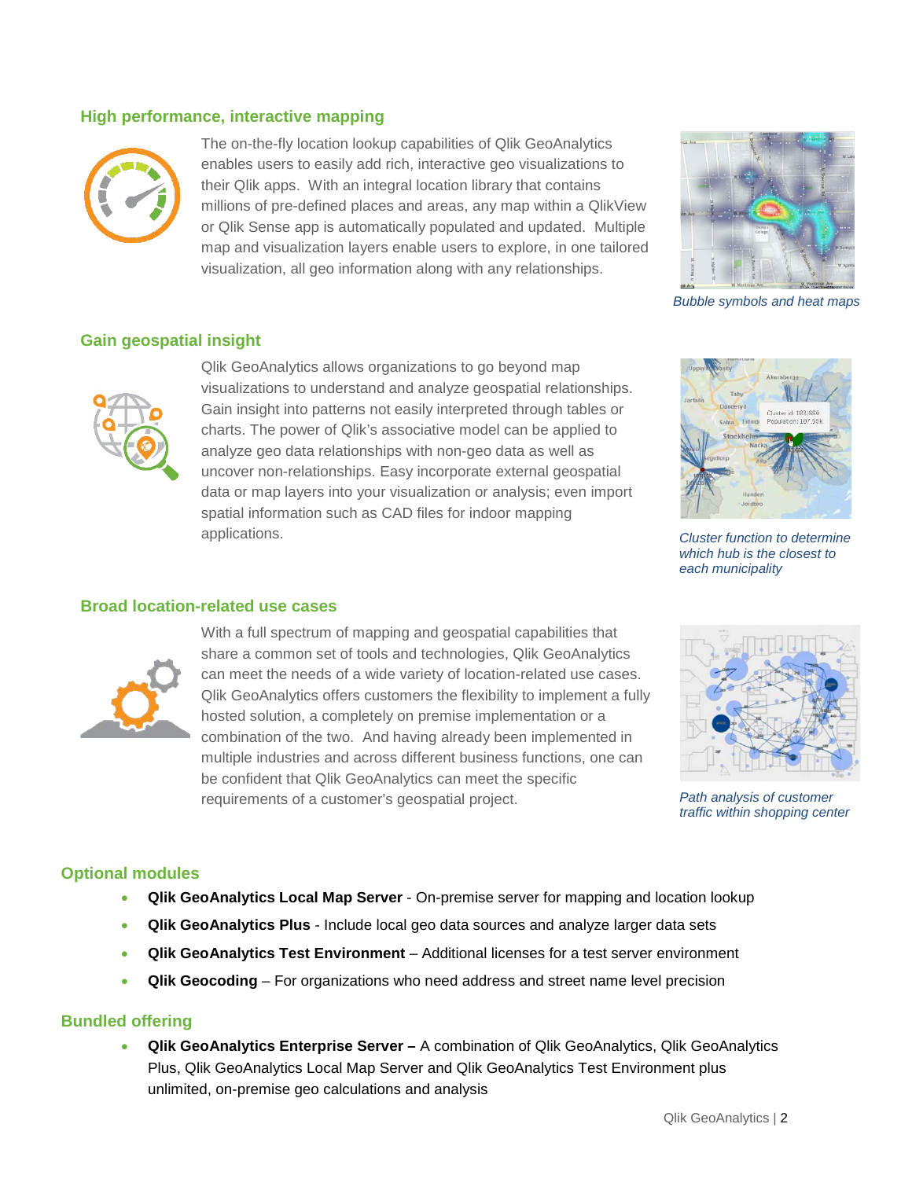## High performance, interactive mapping

The on-the-fly location lookup capabilities of Qlik GeoAnalytics enables users to easily add rich, interactive geo visualizations to their Qlik apps. With an integral location library that contains millions of pre-defined places and areas, any map within a QlikView or Qlik Sense app is automatically populated and updated. Multiple map and visualization layers enable users to explore, in one tailored visualization, all geo information along with any relationships.

*Bubble symbols and heat maps*

## Gain geospatial insight

Qlik GeoAnalytics allows organizations to go beyond map visualizations to understand and analyze geospatial relationships. Gain insight into patterns not easily interpreted through tables or charts. The power of Qlik's associative model can be applied to analyze geo data relationships with non-geo data as well as uncover non-relationships. Easy incorporate external geospatial data or map layers into your visualization or analysis; even import spatial information such as CAD files for indoor mapping applications.

*Cluster function to determine which hub is the closest to each municipality*

## Broad location-related use cases

With a full spectrum of mapping and geospatial capabilities that share a common set of tools and technologies, Qlik GeoAnalytics can meet the needs of a wide variety of location-related use cases. Qlik GeoAnalytics offers customers the flexibility to implement a fully hosted solution, a completely on premise implementation or a combination of the two. And having already been implemented in multiple industries and across different business functions, one can be confident that Qlik GeoAnalytics can meet the specific requirements of a customer's geospatial project.

*Path analysis of customer traffic within shopping center*

## Optional modules

- **Qlik GeoAnalytics Local Map Server** - On-premise server for mapping and location lookup
- **Qlik GeoAnalytics Plus** - Include local geo data sources and analyze larger data sets
- **Qlik GeoAnalytics Test Environment** – Additional licenses for a test server environment
- **Qlik Geocoding** – For organizations who need address and street name level precision

## Bundled offering

- **Qlik GeoAnalytics Enterprise Server –** A combination of Qlik GeoAnalytics, Qlik GeoAnalytics Plus, Qlik GeoAnalytics Local Map Server and Qlik GeoAnalytics Test Environment plus unlimited, on-premise geo calculations and analysis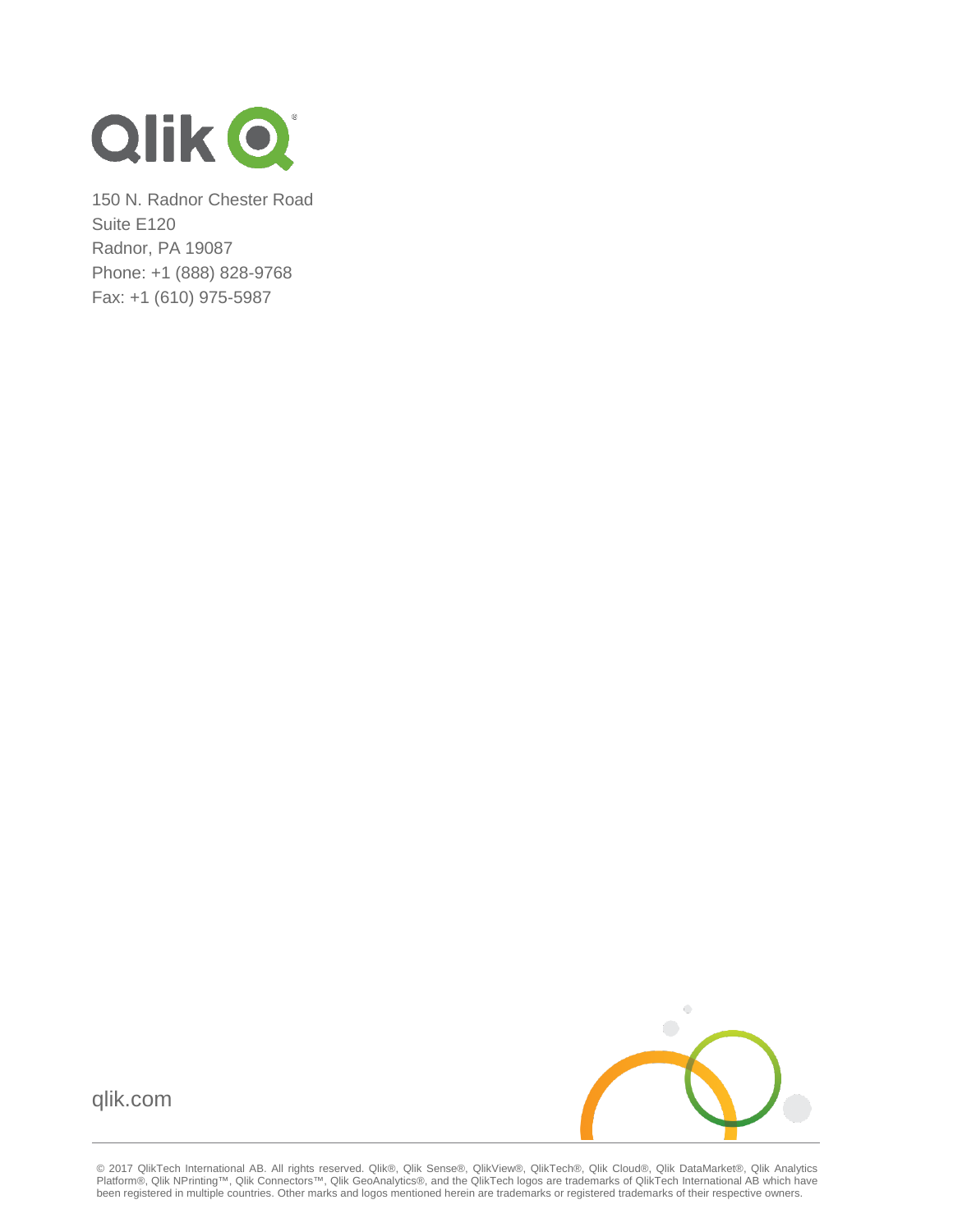150 N. Radnor Chester Road
Suite E120
Radnor, PA 19087
Phone: +1 (888) 828-9768
Fax: +1 (610) 975-5987

qlik.com

© 2017 QlikTech International AB. All rights reserved. Qlik®, Qlik Sense®, QlikView®, QlikTech®, Qlik Cloud®, Qlik DataMarket®, Qlik Analytics Platform®, Qlik NPrinting™, Qlik Connectors™, Qlik GeoAnalytics®, and the QlikTech logos are trademarks of QlikTech International AB which have been registered in multiple countries. Other marks and logos mentioned herein are trademarks or registered trademarks of their respective owners.